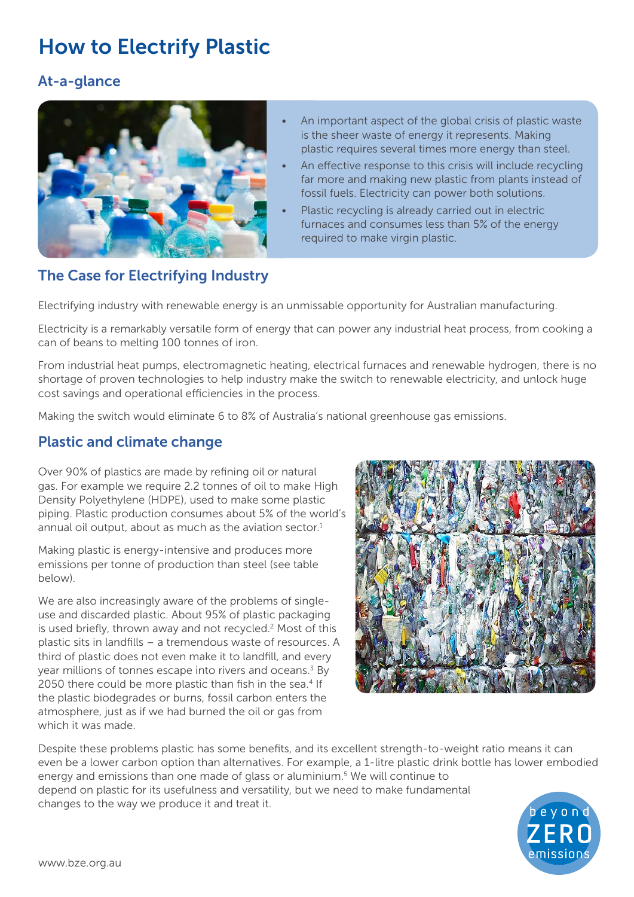# How to Electrify Plastic

## At-a-glance

- An important aspect of the global crisis of plastic waste is the sheer waste of energy it represents. Making plastic requires several times more energy than steel.
- An effective response to this crisis will include recycling far more and making new plastic from plants instead of fossil fuels. Electricity can power both solutions.
- Plastic recycling is already carried out in electric furnaces and consumes less than 5% of the energy required to make virgin plastic.

## The Case for Electrifying Industry

Electrifying industry with renewable energy is an unmissable opportunity for Australian manufacturing.

Electricity is a remarkably versatile form of energy that can power any industrial heat process, from cooking a can of beans to melting 100 tonnes of iron.

From industrial heat pumps, electromagnetic heating, electrical furnaces and renewable hydrogen, there is no shortage of proven technologies to help industry make the switch to renewable electricity, and unlock huge cost savings and operational efficiencies in the process.

Making the switch would eliminate 6 to 8% of Australia's national greenhouse gas emissions.

## Plastic and climate change

Over 90% of plastics are made by refining oil or natural gas. For example we require 2.2 tonnes of oil to make High Density Polyethylene (HDPE), used to make some plastic piping. Plastic production consumes about 5% of the world's annual oil output, about as much as the aviation sector.[1]

Making plastic is energy-intensive and produces more emissions per tonne of production than steel (see table below).

We are also increasingly aware of the problems of single-use and discarded plastic. About 95% of plastic packaging is used briefly, thrown away and not recycled.[2] Most of this plastic sits in landfills – a tremendous waste of resources. A third of plastic does not even make it to landfill, and every year millions of tonnes escape into rivers and oceans.[3] By 2050 there could be more plastic than fish in the sea.[4] If the plastic biodegrades or burns, fossil carbon enters the atmosphere, just as if we had burned the oil or gas from which it was made.

Despite these problems plastic has some benefits, and its excellent strength-to-weight ratio means it can even be a lower carbon option than alternatives. For example, a 1-litre plastic drink bottle has lower embodied energy and emissions than one made of glass or aluminium.[5] We will continue to depend on plastic for its usefulness and versatility, but we need to make fundamental changes to the way we produce it and treat it.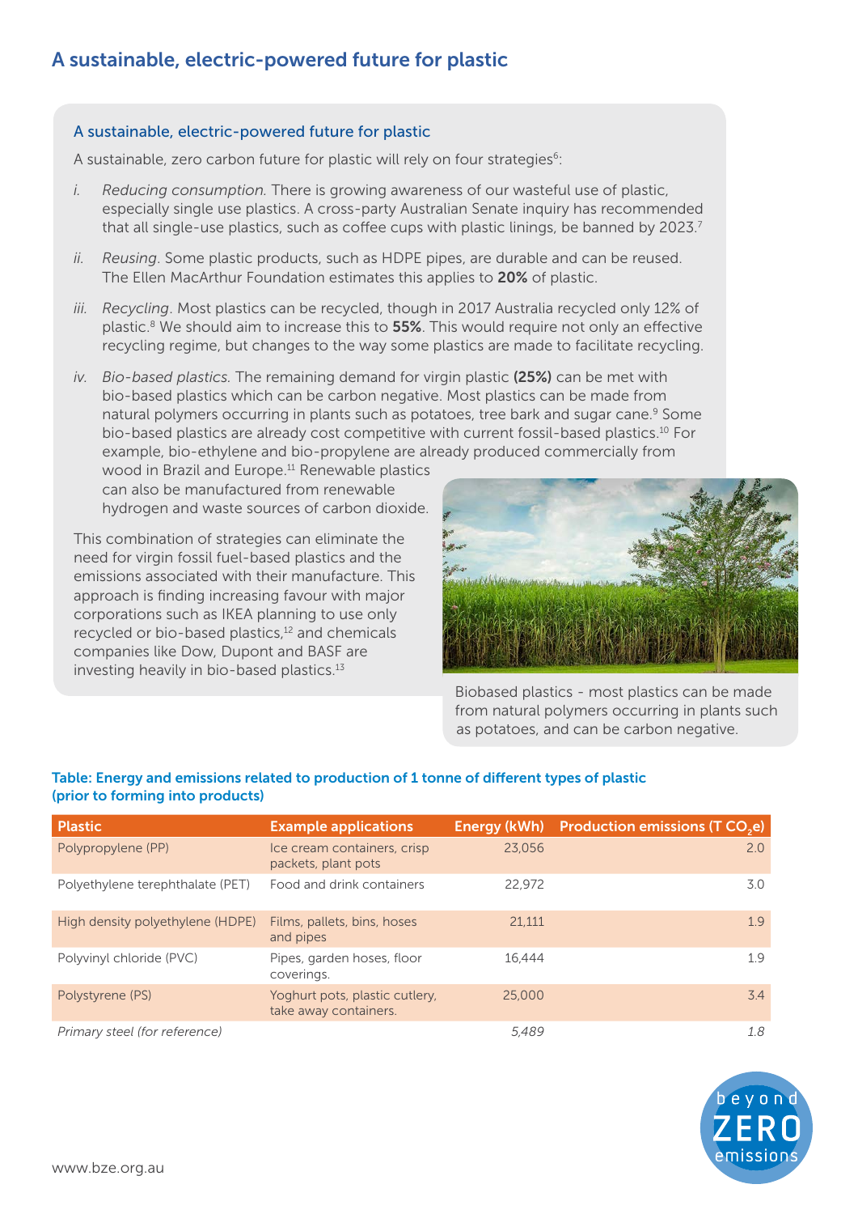# A sustainable, electric-powered future for plastic

## A sustainable, electric-powered future for plastic

A sustainable, zero carbon future for plastic will rely on four strategies[6]:

i. *Reducing consumption.* There is growing awareness of our wasteful use of plastic, especially single use plastics. A cross-party Australian Senate inquiry has recommended that all single-use plastics, such as coffee cups with plastic linings, be banned by 2023.[7]

ii. *Reusing*. Some plastic products, such as HDPE pipes, are durable and can be reused. The Ellen MacArthur Foundation estimates this applies to **20%** of plastic.

iii. *Recycling*. Most plastics can be recycled, though in 2017 Australia recycled only 12% of plastic.[8] We should aim to increase this to **55%**. This would require not only an effective recycling regime, but changes to the way some plastics are made to facilitate recycling.

iv. *Bio-based plastics.* The remaining demand for virgin plastic **(25%)** can be met with bio-based plastics which can be carbon negative. Most plastics can be made from natural polymers occurring in plants such as potatoes, tree bark and sugar cane.[9] Some bio-based plastics are already cost competitive with current fossil-based plastics.[10] For example, bio-ethylene and bio-propylene are already produced commercially from wood in Brazil and Europe.[11] Renewable plastics can also be manufactured from renewable hydrogen and waste sources of carbon dioxide.

This combination of strategies can eliminate the need for virgin fossil fuel-based plastics and the emissions associated with their manufacture. This approach is finding increasing favour with major corporations such as IKEA planning to use only recycled or bio-based plastics,[12] and chemicals companies like Dow, Dupont and BASF are investing heavily in bio-based plastics.[13]

Biobased plastics - most plastics can be made from natural polymers occurring in plants such as potatoes, and can be carbon negative.

**Table: Energy and emissions related to production of 1 tonne of different types of plastic (prior to forming into products)**

| Plastic | Example applications | Energy (kWh) | Production emissions (T $CO_2$e) |
|---|---|---|---|
| Polypropylene (PP) | Ice cream containers, crisp packets, plant pots | 23,056 | 2.0 |
| Polyethylene terephthalate (PET) | Food and drink containers | 22,972 | 3.0 |
| High density polyethylene (HDPE) | Films, pallets, bins, hoses and pipes | 21,111 | 1.9 |
| Polyvinyl chloride (PVC) | Pipes, garden hoses, floor coverings. | 16,444 | 1.9 |
| Polystyrene (PS) | Yoghurt pots, plastic cutlery, take away containers. | 25,000 | 3.4 |
| *Primary steel (for reference)* | | *5,489* | *1.8* |

www.bze.org.au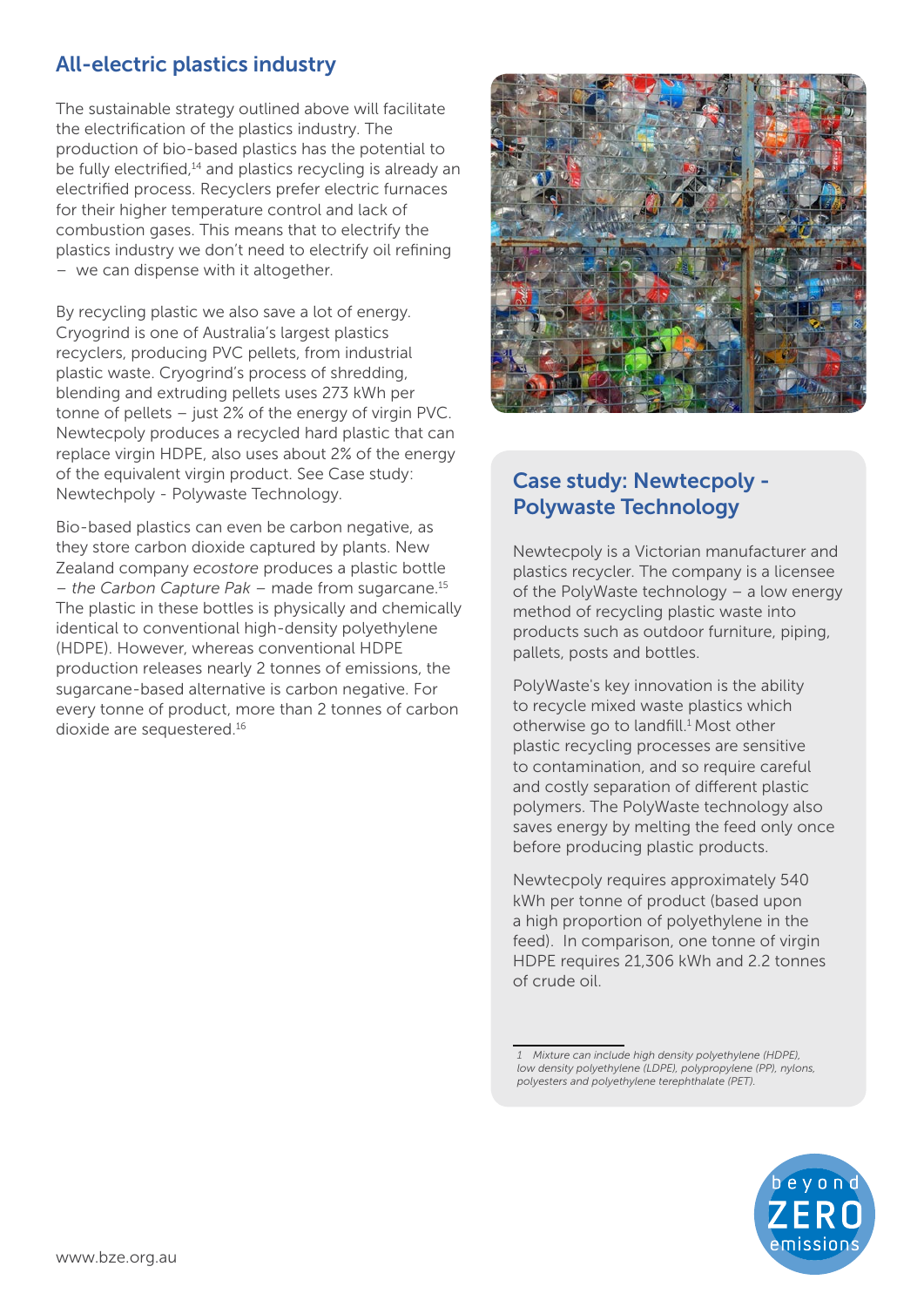## All-electric plastics industry

The sustainable strategy outlined above will facilitate the electrification of the plastics industry. The production of bio-based plastics has the potential to be fully electrified,[14] and plastics recycling is already an electrified process. Recyclers prefer electric furnaces for their higher temperature control and lack of combustion gases. This means that to electrify the plastics industry we don't need to electrify oil refining – we can dispense with it altogether.

By recycling plastic we also save a lot of energy. Cryogrind is one of Australia's largest plastics recyclers, producing PVC pellets, from industrial plastic waste. Cryogrind's process of shredding, blending and extruding pellets uses 273 kWh per tonne of pellets – just 2% of the energy of virgin PVC. Newtecpoly produces a recycled hard plastic that can replace virgin HDPE, also uses about 2% of the energy of the equivalent virgin product. See Case study: Newtechpoly - Polywaste Technology.

Bio-based plastics can even be carbon negative, as they store carbon dioxide captured by plants. New Zealand company *ecostore* produces a plastic bottle – *the Carbon Capture Pak* – made from sugarcane.[15] The plastic in these bottles is physically and chemically identical to conventional high-density polyethylene (HDPE). However, whereas conventional HDPE production releases nearly 2 tonnes of emissions, the sugarcane-based alternative is carbon negative. For every tonne of product, more than 2 tonnes of carbon dioxide are sequestered.[16]

### Case study: Newtecpoly - Polywaste Technology

Newtecpoly is a Victorian manufacturer and plastics recycler. The company is a licensee of the PolyWaste technology – a low energy method of recycling plastic waste into products such as outdoor furniture, piping, pallets, posts and bottles.

PolyWaste's key innovation is the ability to recycle mixed waste plastics which otherwise go to landfill.[1] Most other plastic recycling processes are sensitive to contamination, and so require careful and costly separation of different plastic polymers. The PolyWaste technology also saves energy by melting the feed only once before producing plastic products.

Newtecpoly requires approximately 540 kWh per tonne of product (based upon a high proportion of polyethylene in the feed). In comparison, one tonne of virgin HDPE requires 21,306 kWh and 2.2 tonnes of crude oil.

*1 Mixture can include high density polyethylene (HDPE), low density polyethylene (LDPE), polypropylene (PP), nylons, polyesters and polyethylene terephthalate (PET).*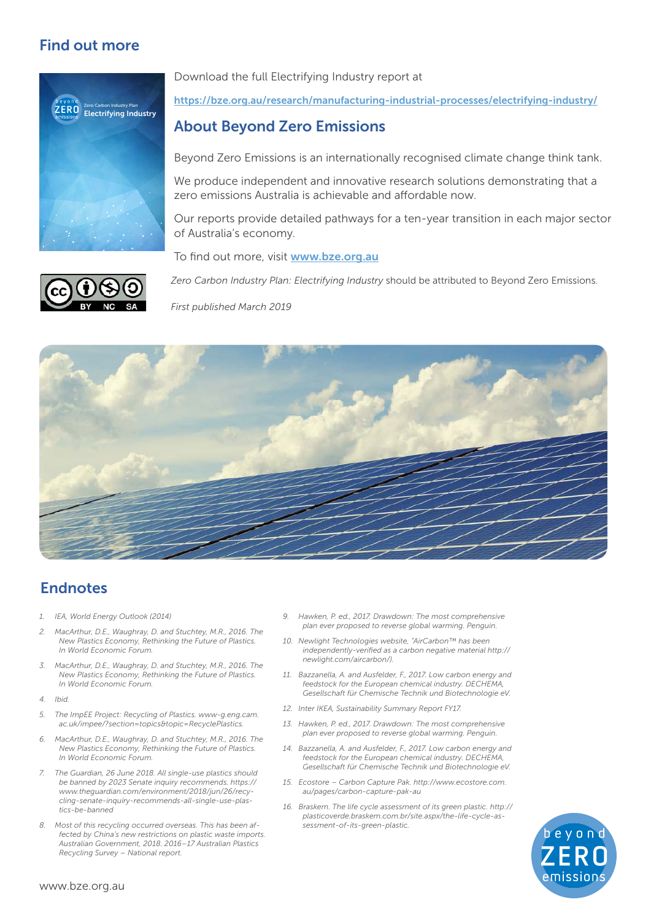## Find out more

Download the full Electrifying Industry report at

https://bze.org.au/research/manufacturing-industrial-processes/electrifying-industry/

## About Beyond Zero Emissions

Beyond Zero Emissions is an internationally recognised climate change think tank.

We produce independent and innovative research solutions demonstrating that a zero emissions Australia is achievable and affordable now.

Our reports provide detailed pathways for a ten-year transition in each major sector of Australia's economy.

To find out more, visit www.bze.org.au

*Zero Carbon Industry Plan: Electrifying Industry* should be attributed to Beyond Zero Emissions.

*First published March 2019*

## Endnotes

1. IEA, World Energy Outlook (2014)
2. MacArthur, D.E., Waughray, D. and Stuchtey, M.R., 2016. The New Plastics Economy, Rethinking the Future of Plastics. In World Economic Forum.
3. MacArthur, D.E., Waughray, D. and Stuchtey, M.R., 2016. The New Plastics Economy, Rethinking the Future of Plastics. In World Economic Forum.
4. Ibid.
5. The ImpEE Project: Recycling of Plastics. www-g.eng.cam.ac.uk/impee/?section=topics&topic=RecyclePlastics.
6. MacArthur, D.E., Waughray, D. and Stuchtey, M.R., 2016. The New Plastics Economy, Rethinking the Future of Plastics. In World Economic Forum.
7. The Guardian, 26 June 2018. All single-use plastics should be banned by 2023 Senate inquiry recommends. https://www.theguardian.com/environment/2018/jun/26/recycling-senate-inquiry-recommends-all-single-use-plastics-be-banned
8. Most of this recycling occurred overseas. This has been affected by China's new restrictions on plastic waste imports. Australian Government, 2018. 2016–17 Australian Plastics Recycling Survey – National report.
9. Hawken, P. ed., 2017. Drawdown: The most comprehensive plan ever proposed to reverse global warming. Penguin.
10. Newlight Technologies website, "AirCarbon™ has been independently-verified as a carbon negative material http://newlight.com/aircarbon/).
11. Bazzanella, A. and Ausfelder, F., 2017. Low carbon energy and feedstock for the European chemical industry. DECHEMA, Gesellschaft für Chemische Technik und Biotechnologie eV.
12. Inter IKEA, Sustainability Summary Report FY17.
13. Hawken, P. ed., 2017. Drawdown: The most comprehensive plan ever proposed to reverse global warming. Penguin.
14. Bazzanella, A. and Ausfelder, F., 2017. Low carbon energy and feedstock for the European chemical industry. DECHEMA, Gesellschaft für Chemische Technik und Biotechnologie eV.
15. Ecostore – Carbon Capture Pak. http://www.ecostore.com.au/pages/carbon-capture-pak-au
16. Braskem. The life cycle assessment of its green plastic. http://plasticoverde.braskem.com.br/site.aspx/the-life-cycle-assessment-of-its-green-plastic.